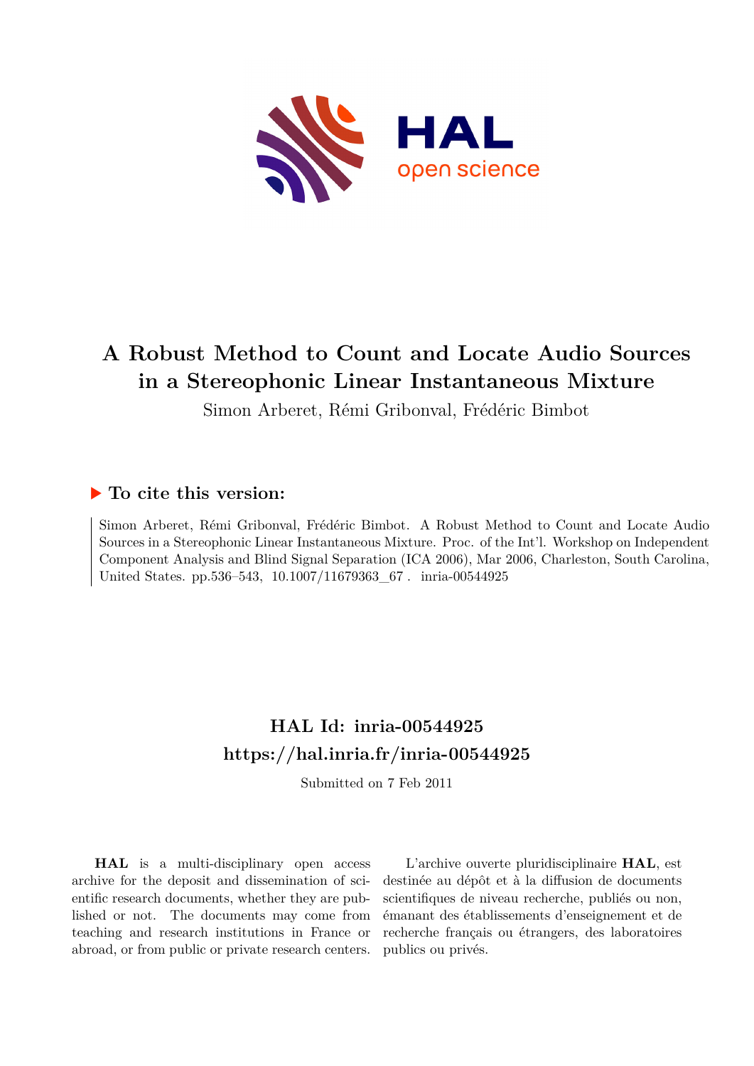# A Robust Method to Count and Locate Audio Sources in a Stereophonic Linear Instantaneous Mixture

Simon Arberet, Rémi Gribonval, Frédéric Bimbot

## ▶ To cite this version:

Simon Arberet, Rémi Gribonval, Frédéric Bimbot. A Robust Method to Count and Locate Audio Sources in a Stereophonic Linear Instantaneous Mixture. Proc. of the Int'l. Workshop on Independent Component Analysis and Blind Signal Separation (ICA 2006), Mar 2006, Charleston, South Carolina, United States. pp.536–543, 10.1007/11679363_67 . inria-00544925

## HAL Id: inria-00544925

## https://hal.inria.fr/inria-00544925

Submitted on 7 Feb 2011

**HAL** is a multi-disciplinary open access archive for the deposit and dissemination of scientific research documents, whether they are published or not. The documents may come from teaching and research institutions in France or abroad, or from public or private research centers.

L'archive ouverte pluridisciplinaire **HAL**, est destinée au dépôt et à la diffusion de documents scientifiques de niveau recherche, publiés ou non, émanant des établissements d'enseignement et de recherche français ou étrangers, des laboratoires publics ou privés.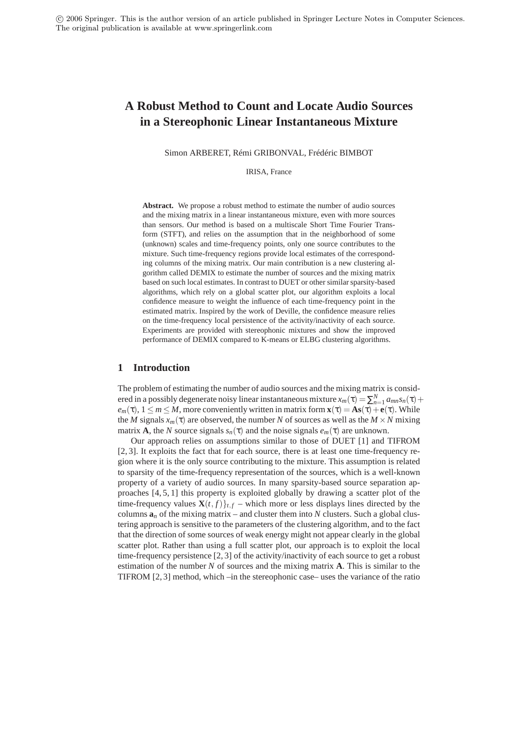© 2006 Springer. This is the author version of an article published in Springer Lecture Notes in Computer Sciences. The original publication is available at www.springerlink.com

# A Robust Method to Count and Locate Audio Sources in a Stereophonic Linear Instantaneous Mixture

Simon ARBERET, Rémi GRIBONVAL, Frédéric BIMBOT

IRISA, France

**Abstract.** We propose a robust method to estimate the number of audio sources and the mixing matrix in a linear instantaneous mixture, even with more sources than sensors. Our method is based on a multiscale Short Time Fourier Transform (STFT), and relies on the assumption that in the neighborhood of some (unknown) scales and time-frequency points, only one source contributes to the mixture. Such time-frequency regions provide local estimates of the corresponding columns of the mixing matrix. Our main contribution is a new clustering algorithm called DEMIX to estimate the number of sources and the mixing matrix based on such local estimates. In contrast to DUET or other similar sparsity-based algorithms, which rely on a global scatter plot, our algorithm exploits a local confidence measure to weight the influence of each time-frequency point in the estimated matrix. Inspired by the work of Deville, the confidence measure relies on the time-frequency local persistence of the activity/inactivity of each source. Experiments are provided with stereophonic mixtures and show the improved performance of DEMIX compared to K-means or ELBG clustering algorithms.

## 1 Introduction

The problem of estimating the number of audio sources and the mixing matrix is considered in a possibly degenerate noisy linear instantaneous mixture $x_m(\tau) = \sum_{n=1}^{N} a_{mn}s_n(\tau) + e_m(\tau)$, $1 \leq m \leq M$, more conveniently written in matrix form $\mathbf{x}(\tau) = \mathbf{A}\mathbf{s}(\tau) + \mathbf{e}(\tau)$. While the $M$ signals $x_m(\tau)$ are observed, the number $N$ of sources as well as the $M \times N$ mixing matrix $\mathbf{A}$, the $N$ source signals $s_n(\tau)$ and the noise signals $e_m(\tau)$ are unknown.

Our approach relies on assumptions similar to those of DUET [1] and TIFROM [2, 3]. It exploits the fact that for each source, there is at least one time-frequency region where it is the only source contributing to the mixture. This assumption is related to sparsity of the time-frequency representation of the sources, which is a well-known property of a variety of audio sources. In many sparsity-based source separation approaches [4, 5, 1] this property is exploited globally by drawing a scatter plot of the time-frequency values $\mathbf{X}(t, f)\}_{t,f}$ – which more or less displays lines directed by the columns $\mathbf{a}_n$ of the mixing matrix – and cluster them into $N$ clusters. Such a global clustering approach is sensitive to the parameters of the clustering algorithm, and to the fact that the direction of some sources of weak energy might not appear clearly in the global scatter plot. Rather than using a full scatter plot, our approach is to exploit the local time-frequency persistence [2, 3] of the activity/inactivity of each source to get a robust estimation of the number $N$ of sources and the mixing matrix $\mathbf{A}$. This is similar to the TIFROM [2, 3] method, which –in the stereophonic case– uses the variance of the ratio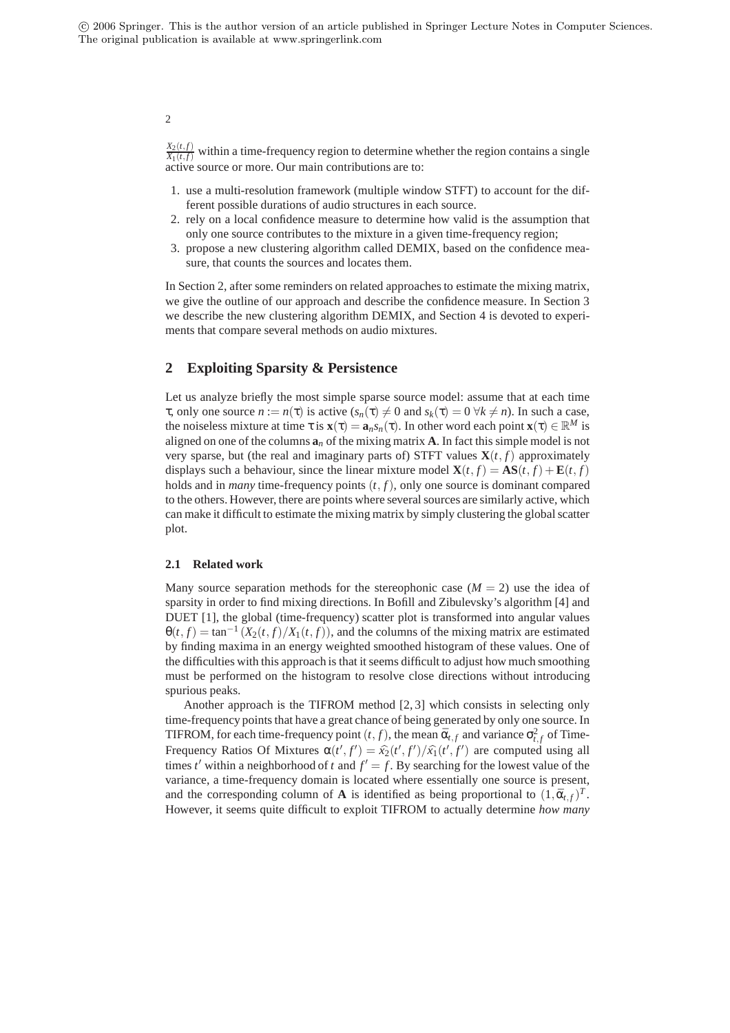$\frac{X_2(t,f)}{X_1(t,f)}$ within a time-frequency region to determine whether the region contains a single active source or more. Our main contributions are to:

1. use a multi-resolution framework (multiple window STFT) to account for the different possible durations of audio structures in each source.
2. rely on a local confidence measure to determine how valid is the assumption that only one source contributes to the mixture in a given time-frequency region;
3. propose a new clustering algorithm called DEMIX, based on the confidence measure, that counts the sources and locates them.

In Section 2, after some reminders on related approaches to estimate the mixing matrix, we give the outline of our approach and describe the confidence measure. In Section 3 we describe the new clustering algorithm DEMIX, and Section 4 is devoted to experiments that compare several methods on audio mixtures.

## 2 Exploiting Sparsity & Persistence

Let us analyze briefly the most simple sparse source model: assume that at each time $\tau$, only one source $n := n(\tau)$ is active ($s_n(\tau) \neq 0$ and $s_k(\tau) = 0\ \forall k \neq n$). In such a case, the noiseless mixture at time $\tau$ is $\mathbf{x}(\tau) = \mathbf{a}_n s_n(\tau)$. In other word each point $\mathbf{x}(\tau) \in \mathbb{R}^M$ is aligned on one of the columns $\mathbf{a}_n$ of the mixing matrix $\mathbf{A}$. In fact this simple model is not very sparse, but (the real and imaginary parts of) STFT values $\mathbf{X}(t,f)$ approximately displays such a behaviour, since the linear mixture model $\mathbf{X}(t,f) = \mathbf{A}\mathbf{S}(t,f) + \mathbf{E}(t,f)$ holds and in *many* time-frequency points $(t,f)$, only one source is dominant compared to the others. However, there are points where several sources are similarly active, which can make it difficult to estimate the mixing matrix by simply clustering the global scatter plot.

### 2.1 Related work

Many source separation methods for the stereophonic case ($M = 2$) use the idea of sparsity in order to find mixing directions. In Bofill and Zibulevsky's algorithm [4] and DUET [1], the global (time-frequency) scatter plot is transformed into angular values $\theta(t,f) = \tan^{-1}(X_2(t,f)/X_1(t,f))$, and the columns of the mixing matrix are estimated by finding maxima in an energy weighted smoothed histogram of these values. One of the difficulties with this approach is that it seems difficult to adjust how much smoothing must be performed on the histogram to resolve close directions without introducing spurious peaks.

Another approach is the TIFROM method [2, 3] which consists in selecting only time-frequency points that have a great chance of being generated by only one source. In TIFROM, for each time-frequency point $(t,f)$, the mean $\bar{\alpha}_{t,f}$ and variance $\sigma^2_{t,f}$ of Time-Frequency Ratios Of Mixtures $\alpha(t',f') = \widehat{x_2}(t',f')/\widehat{x_1}(t',f')$ are computed using all times $t'$ within a neighborhood of $t$ and $f' = f$. By searching for the lowest value of the variance, a time-frequency domain is located where essentially one source is present, and the corresponding column of $\mathbf{A}$ is identified as being proportional to $(1, \bar{\alpha}_{t,f})^T$. However, it seems quite difficult to exploit TIFROM to actually determine *how many*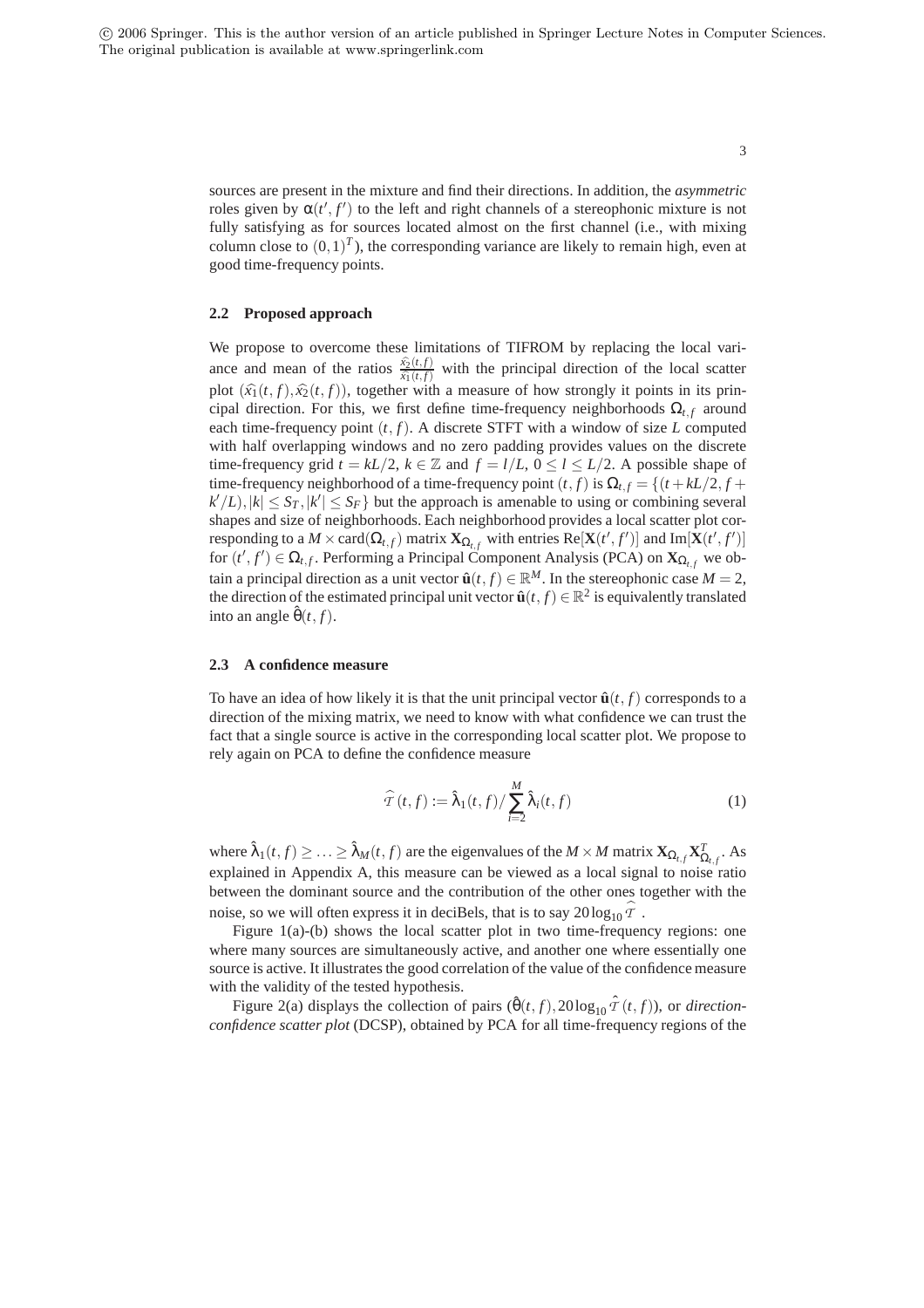sources are present in the mixture and find their directions. In addition, the *asymmetric* roles given by $\alpha(t', f')$ to the left and right channels of a stereophonic mixture is not fully satisfying as for sources located almost on the first channel (i.e., with mixing column close to $(0,1)^T$), the corresponding variance are likely to remain high, even at good time-frequency points.

### 2.2 Proposed approach

We propose to overcome these limitations of TIFROM by replacing the local variance and mean of the ratios $\frac{\widehat{x_2}(t,f)}{\widehat{x_1}(t,f)}$ with the principal direction of the local scatter plot $(\widehat{x_1}(t,f), \widehat{x_2}(t,f))$, together with a measure of how strongly it points in its principal direction. For this, we first define time-frequency neighborhoods $\Omega_{t,f}$ around each time-frequency point $(t,f)$. A discrete STFT with a window of size $L$ computed with half overlapping windows and no zero padding provides values on the discrete time-frequency grid $t = kL/2$, $k \in \mathbb{Z}$ and $f = l/L$, $0 \leq l \leq L/2$. A possible shape of time-frequency neighborhood of a time-frequency point $(t,f)$ is $\Omega_{t,f} = \{(t+kL/2, f+k'/L), |k| \leq S_T, |k'| \leq S_F\}$ but the approach is amenable to using or combining several shapes and size of neighborhoods. Each neighborhood provides a local scatter plot corresponding to a $M \times \text{card}(\Omega_{t,f})$ matrix $\mathbf{X}_{\Omega_{t,f}}$ with entries $\text{Re}[\mathbf{X}(t',f')]$ and $\text{Im}[\mathbf{X}(t',f')]$ for $(t',f') \in \Omega_{t,f}$. Performing a Principal Component Analysis (PCA) on $\mathbf{X}_{\Omega_{t,f}}$ we obtain a principal direction as a unit vector $\hat{\mathbf{u}}(t,f) \in \mathbb{R}^M$. In the stereophonic case $M = 2$, the direction of the estimated principal unit vector $\hat{\mathbf{u}}(t,f) \in \mathbb{R}^2$ is equivalently translated into an angle $\hat{\theta}(t,f)$.

### 2.3 A confidence measure

To have an idea of how likely it is that the unit principal vector $\hat{\mathbf{u}}(t,f)$ corresponds to a direction of the mixing matrix, we need to know with what confidence we can trust the fact that a single source is active in the corresponding local scatter plot. We propose to rely again on PCA to define the confidence measure

$$\widehat{\mathcal{T}}(t,f) := \hat{\lambda}_1(t,f) / \sum_{i=2}^{M} \hat{\lambda}_i(t,f) \tag{1}$$

where $\hat{\lambda}_1(t,f) \geq \ldots \geq \hat{\lambda}_M(t,f)$ are the eigenvalues of the $M \times M$ matrix $\mathbf{X}_{\Omega_{t,f}} \mathbf{X}_{\Omega_{t,f}}^T$. As explained in Appendix A, this measure can be viewed as a local signal to noise ratio between the dominant source and the contribution of the other ones together with the noise, so we will often express it in deciBels, that is to say $20 \log_{10} \widehat{\mathcal{T}}$.

Figure 1(a)-(b) shows the local scatter plot in two time-frequency regions: one where many sources are simultaneously active, and another one where essentially one source is active. It illustrates the good correlation of the value of the confidence measure with the validity of the tested hypothesis.

Figure 2(a) displays the collection of pairs $(\hat{\theta}(t,f), 20\log_{10} \hat{\mathcal{T}}(t,f))$, or *direction-confidence scatter plot* (DCSP), obtained by PCA for all time-frequency regions of the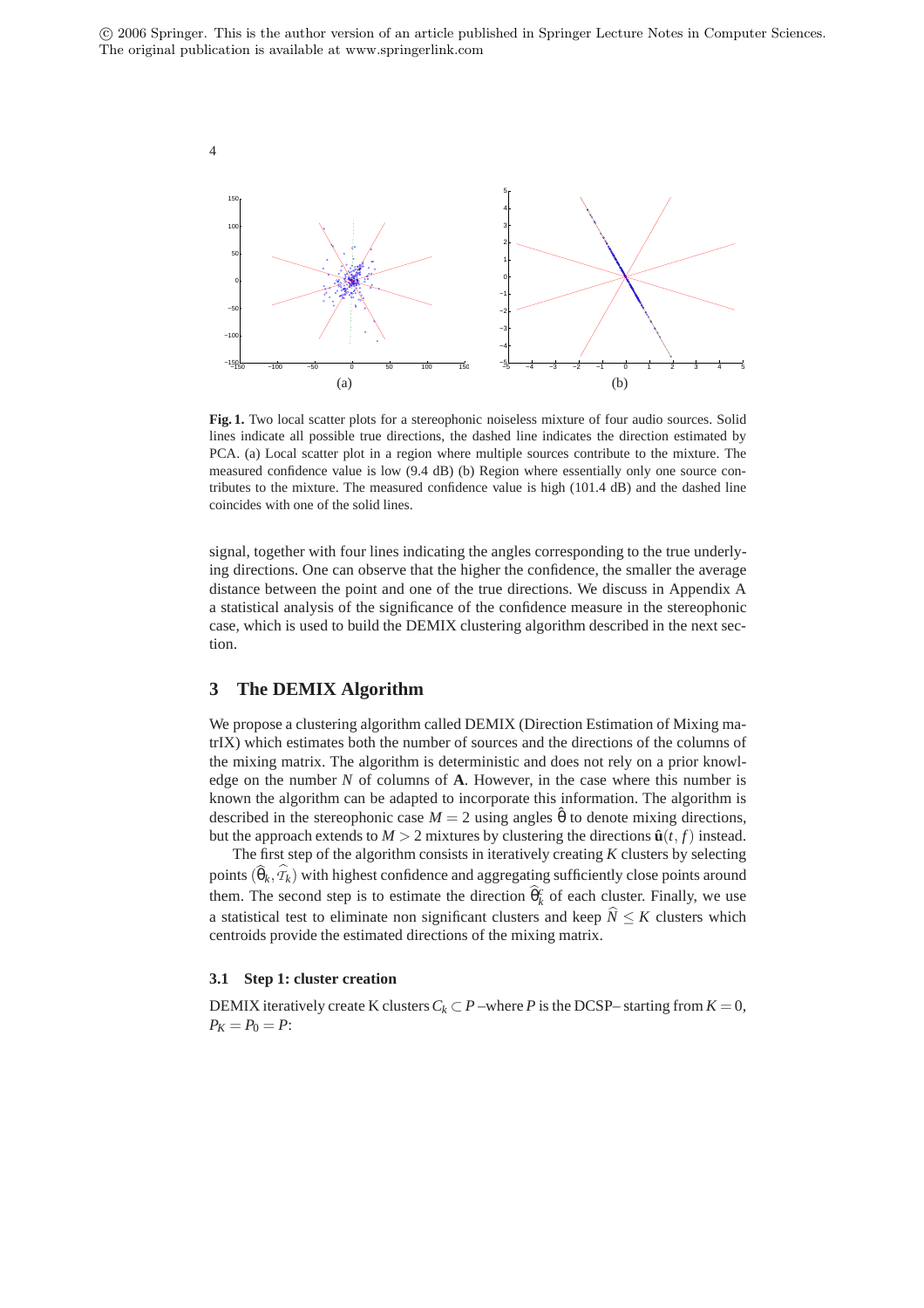© 2006 Springer. This is the author version of an article published in Springer Lecture Notes in Computer Sciences. The original publication is available at www.springerlink.com

**Fig. 1.** Two local scatter plots for a stereophonic noiseless mixture of four audio sources. Solid lines indicate all possible true directions, the dashed line indicates the direction estimated by PCA. (a) Local scatter plot in a region where multiple sources contribute to the mixture. The measured confidence value is low (9.4 dB) (b) Region where essentially only one source contributes to the mixture. The measured confidence value is high (101.4 dB) and the dashed line coincides with one of the solid lines.

signal, together with four lines indicating the angles corresponding to the true underlying directions. One can observe that the higher the confidence, the smaller the average distance between the point and one of the true directions. We discuss in Appendix A a statistical analysis of the significance of the confidence measure in the stereophonic case, which is used to build the DEMIX clustering algorithm described in the next section.

## 3 The DEMIX Algorithm

We propose a clustering algorithm called DEMIX (Direction Estimation of Mixing matrIX) which estimates both the number of sources and the directions of the columns of the mixing matrix. The algorithm is deterministic and does not rely on a prior knowledge on the number $N$ of columns of $\mathbf{A}$. However, in the case where this number is known the algorithm can be adapted to incorporate this information. The algorithm is described in the stereophonic case $M = 2$ using angles $\hat{\theta}$ to denote mixing directions, but the approach extends to $M > 2$ mixtures by clustering the directions $\hat{\mathbf{u}}(t, f)$ instead.

The first step of the algorithm consists in iteratively creating $K$ clusters by selecting points $(\widehat{\theta}_k, \widehat{\mathcal{T}}_k)$ with highest confidence and aggregating sufficiently close points around them. The second step is to estimate the direction $\widehat{\theta}_k^c$ of each cluster. Finally, we use a statistical test to eliminate non significant clusters and keep $\widehat{N} \leq K$ clusters which centroids provide the estimated directions of the mixing matrix.

### 3.1 Step 1: cluster creation

DEMIX iteratively create K clusters $C_k \subset P$ –where $P$ is the DCSP– starting from $K = 0$, $P_K = P_0 = P$: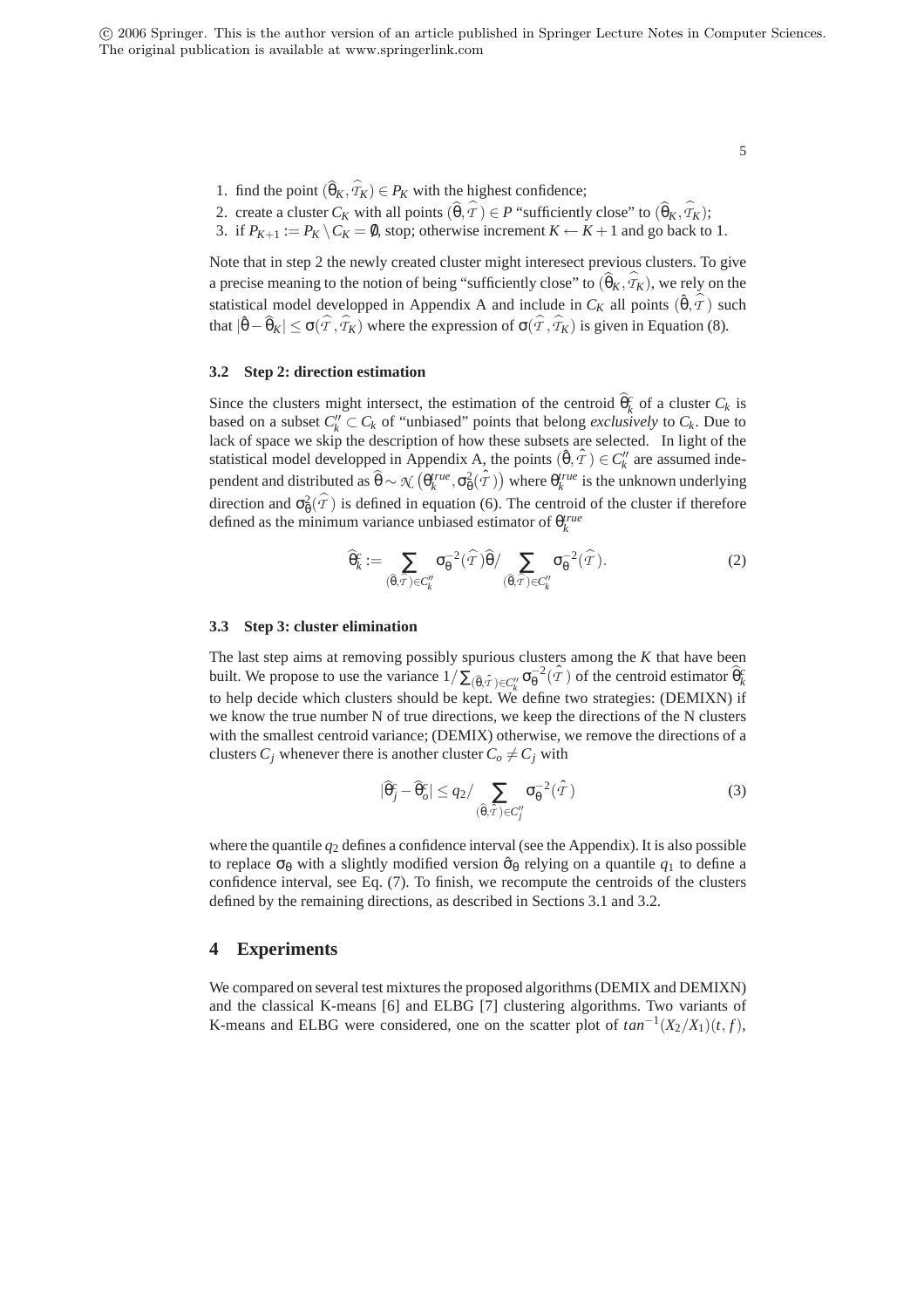1. find the point $(\widehat{\theta}_K, \widehat{\mathcal{T}}_K) \in P_K$ with the highest confidence;
2. create a cluster $C_K$ with all points $(\widehat{\theta}, \widehat{\mathcal{T}}) \in P$ "sufficiently close" to $(\widehat{\theta}_K, \widehat{\mathcal{T}}_K)$;
3. if $P_{K+1} := P_K \setminus C_K = \emptyset$, stop; otherwise increment $K \leftarrow K+1$ and go back to 1.

Note that in step 2 the newly created cluster might interesect previous clusters. To give a precise meaning to the notion of being "sufficiently close" to $(\widehat{\theta}_K, \widehat{\mathcal{T}}_K)$, we rely on the statistical model developped in Appendix A and include in $C_K$ all points $(\hat{\theta}, \widehat{\mathcal{T}})$ such that $|\hat{\theta} - \widehat{\theta}_K| \leq \sigma(\widehat{\mathcal{T}}, \widehat{\mathcal{T}}_K)$ where the expression of $\sigma(\widehat{\mathcal{T}}, \widehat{\mathcal{T}}_K)$ is given in Equation (8).

### 3.2 Step 2: direction estimation

Since the clusters might intersect, the estimation of the centroid $\widehat{\theta}_k^c$ of a cluster $C_k$ is based on a subset $C_k'' \subset C_k$ of "unbiased" points that belong *exclusively* to $C_k$. Due to lack of space we skip the description of how these subsets are selected. In light of the statistical model developped in Appendix A, the points $(\hat{\theta}, \hat{\mathcal{T}}) \in C_k''$ are assumed independent and distributed as $\widehat{\theta} \sim \mathcal{N}\left(\theta_k^{true}, \sigma_\theta^2(\hat{\mathcal{T}})\right)$ where $\theta_k^{true}$ is the unknown underlying direction and $\sigma_\theta^2(\widehat{\mathcal{T}})$ is defined in equation (6). The centroid of the cluster if therefore defined as the minimum variance unbiased estimator of $\theta_k^{true}$

$$\widehat{\theta}_k^c := \sum_{(\hat{\theta}, \mathcal{T}) \in C_k''} \sigma_\theta^{-2}(\widehat{\mathcal{T}})\widehat{\theta} / \sum_{(\hat{\theta}, \mathcal{T}) \in C_k''} \sigma_\theta^{-2}(\widehat{\mathcal{T}}). \tag{2}$$

### 3.3 Step 3: cluster elimination

The last step aims at removing possibly spurious clusters among the $K$ that have been built. We propose to use the variance $1/\sum_{(\hat{\theta}, \hat{\mathcal{T}}) \in C_k''} \sigma_\theta^{-2}(\hat{\mathcal{T}})$ of the centroid estimator $\widehat{\theta}_k^c$ to help decide which clusters should be kept. We define two strategies: (DEMIXN) if we know the true number N of true directions, we keep the directions of the N clusters with the smallest centroid variance; (DEMIX) otherwise, we remove the directions of a clusters $C_j$ whenever there is another cluster $C_o \neq C_j$ with

$$|\widehat{\theta}_j^c - \widehat{\theta}_o^c| \leq q_2 / \sum_{(\hat{\theta}, \hat{\mathcal{T}}) \in C_j''} \sigma_\theta^{-2}(\hat{\mathcal{T}}) \tag{3}$$

where the quantile $q_2$ defines a confidence interval (see the Appendix). It is also possible to replace $\sigma_\theta$ with a slightly modified version $\hat{\sigma}_\theta$ relying on a quantile $q_1$ to define a confidence interval, see Eq. (7). To finish, we recompute the centroids of the clusters defined by the remaining directions, as described in Sections 3.1 and 3.2.

## 4 Experiments

We compared on several test mixtures the proposed algorithms (DEMIX and DEMIXN) and the classical K-means [6] and ELBG [7] clustering algorithms. Two variants of K-means and ELBG were considered, one on the scatter plot of $tan^{-1}(X_2/X_1)(t, f)$,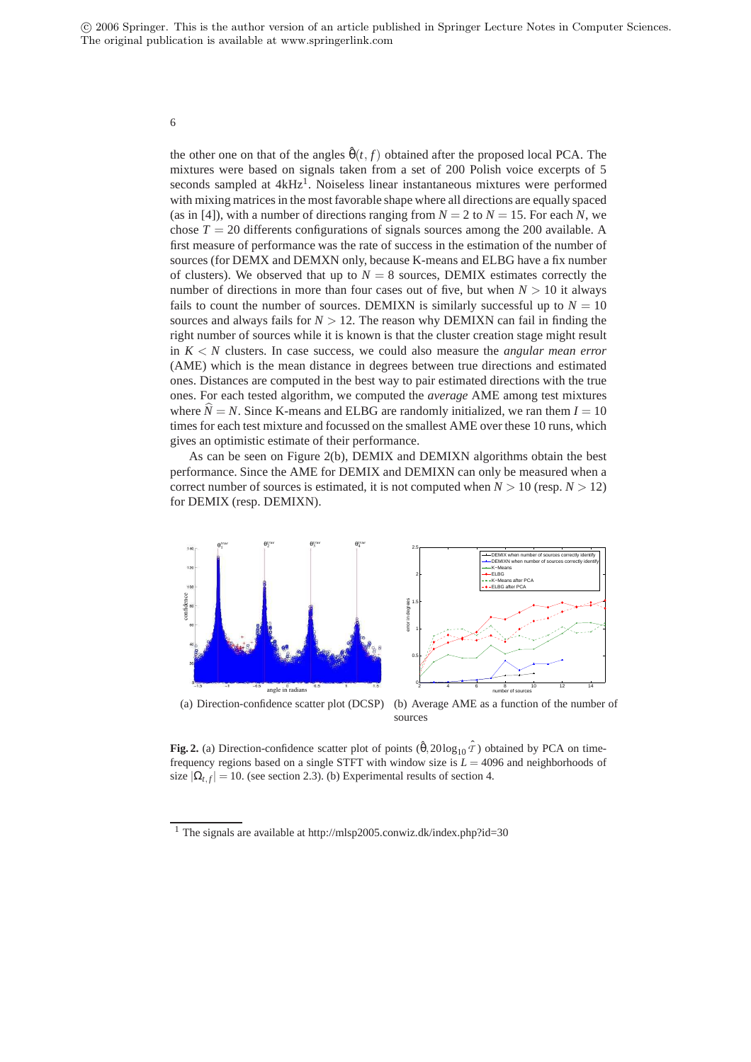the other one on that of the angles $\hat{\theta}(t, f)$ obtained after the proposed local PCA. The mixtures were based on signals taken from a set of 200 Polish voice excerpts of 5 seconds sampled at 4kHz[1]. Noiseless linear instantaneous mixtures were performed with mixing matrices in the most favorable shape where all directions are equally spaced (as in [4]), with a number of directions ranging from $N = 2$ to $N = 15$. For each $N$, we chose $T = 20$ differents configurations of signals sources among the 200 available. A first measure of performance was the rate of success in the estimation of the number of sources (for DEMX and DEMXN only, because K-means and ELBG have a fix number of clusters). We observed that up to $N = 8$ sources, DEMIX estimates correctly the number of directions in more than four cases out of five, but when $N > 10$ it always fails to count the number of sources. DEMIXN is similarly successful up to $N = 10$ sources and always fails for $N > 12$. The reason why DEMIXN can fail in finding the right number of sources while it is known is that the cluster creation stage might result in $K < N$ clusters. In case success, we could also measure the *angular mean error* (AME) which is the mean distance in degrees between true directions and estimated ones. Distances are computed in the best way to pair estimated directions with the true ones. For each tested algorithm, we computed the *average* AME among test mixtures where $\widehat{N} = N$. Since K-means and ELBG are randomly initialized, we ran them $I = 10$ times for each test mixture and focussed on the smallest AME over these 10 runs, which gives an optimistic estimate of their performance.

As can be seen on Figure 2(b), DEMIX and DEMIXN algorithms obtain the best performance. Since the AME for DEMIX and DEMIXN can only be measured when a correct number of sources is estimated, it is not computed when $N > 10$ (resp. $N > 12$) for DEMIX (resp. DEMIXN).

(a) Direction-confidence scatter plot (DCSP)

(b) Average AME as a function of the number of sources

**Fig. 2.** (a) Direction-confidence scatter plot of points $(\hat{\theta}, 20\log_{10}\hat{\mathcal{T}})$ obtained by PCA on time-frequency regions based on a single STFT with window size is $L = 4096$ and neighborhoods of size $|\Omega_{t,f}| = 10$. (see section 2.3). (b) Experimental results of section 4.

[1] The signals are available at http://mlsp2005.conwiz.dk/index.php?id=30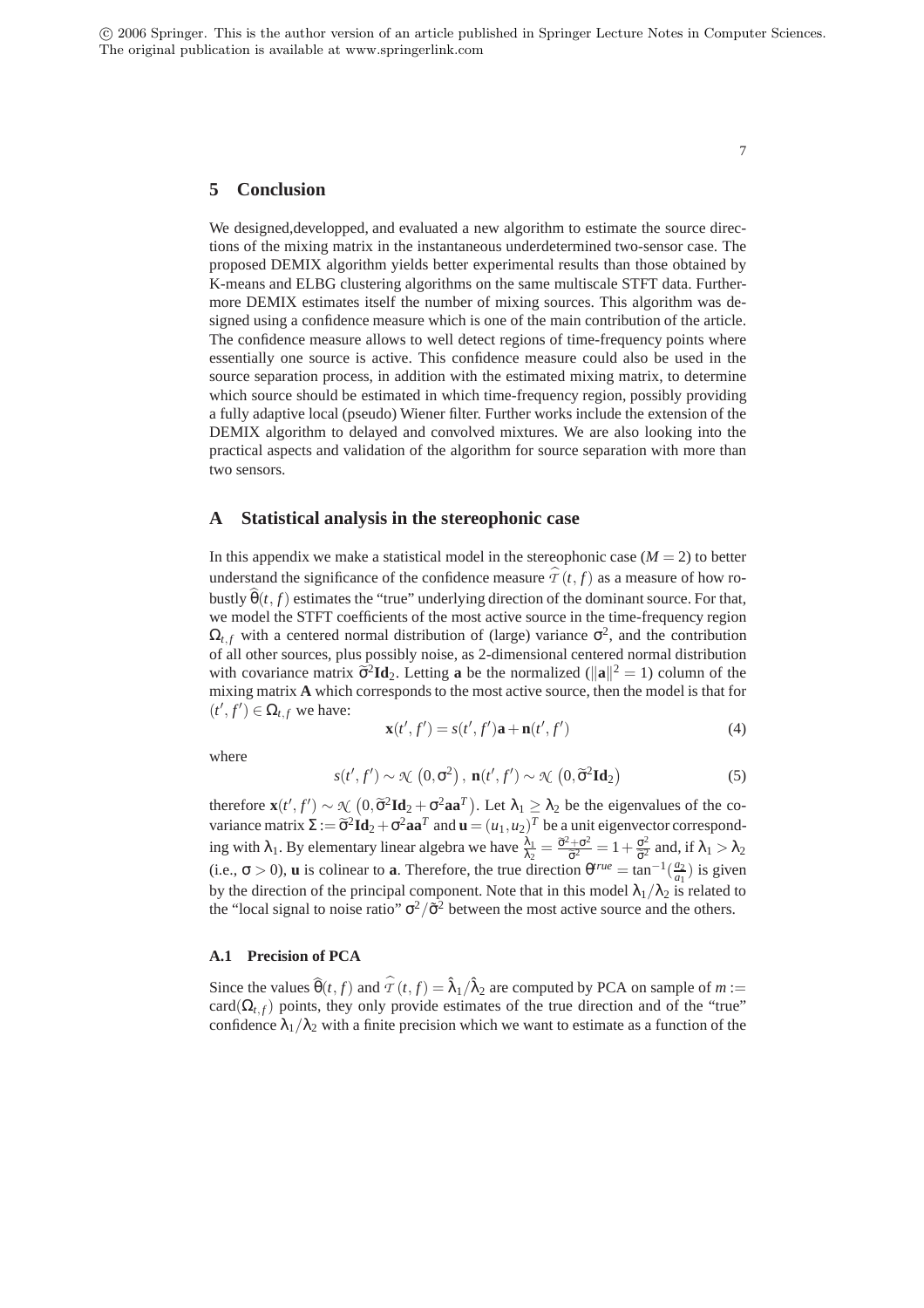## 5 Conclusion

We designed,developped, and evaluated a new algorithm to estimate the source directions of the mixing matrix in the instantaneous underdetermined two-sensor case. The proposed DEMIX algorithm yields better experimental results than those obtained by K-means and ELBG clustering algorithms on the same multiscale STFT data. Furthermore DEMIX estimates itself the number of mixing sources. This algorithm was designed using a confidence measure which is one of the main contribution of the article. The confidence measure allows to well detect regions of time-frequency points where essentially one source is active. This confidence measure could also be used in the source separation process, in addition with the estimated mixing matrix, to determine which source should be estimated in which time-frequency region, possibly providing a fully adaptive local (pseudo) Wiener filter. Further works include the extension of the DEMIX algorithm to delayed and convolved mixtures. We are also looking into the practical aspects and validation of the algorithm for source separation with more than two sensors.

## A Statistical analysis in the stereophonic case

In this appendix we make a statistical model in the stereophonic case ($M = 2$) to better understand the significance of the confidence measure $\widehat{\mathcal{T}}(t,f)$ as a measure of how robustly $\widehat{\theta}(t,f)$ estimates the "true" underlying direction of the dominant source. For that, we model the STFT coefficients of the most active source in the time-frequency region $\Omega_{t,f}$ with a centered normal distribution of (large) variance $\sigma^2$, and the contribution of all other sources, plus possibly noise, as 2-dimensional centered normal distribution with covariance matrix $\tilde{\sigma}^2 \mathbf{Id}_2$. Letting $\mathbf{a}$ be the normalized ($\|\mathbf{a}\|^2 = 1$) column of the mixing matrix $\mathbf{A}$ which corresponds to the most active source, then the model is that for $(t', f') \in \Omega_{t,f}$ we have:

$$\mathbf{x}(t', f') = s(t', f')\mathbf{a} + \mathbf{n}(t', f') \tag{4}$$

where

$$s(t', f') \sim \mathcal{N}\left(0, \sigma^2\right),\ \mathbf{n}(t', f') \sim \mathcal{N}\left(0, \tilde{\sigma}^2 \mathbf{Id}_2\right) \tag{5}$$

therefore $\mathbf{x}(t', f') \sim \mathcal{N}\left(0, \tilde{\sigma}^2 \mathbf{Id}_2 + \sigma^2 \mathbf{a}\mathbf{a}^T\right)$. Let $\lambda_1 \geq \lambda_2$ be the eigenvalues of the covariance matrix $\Sigma := \tilde{\sigma}^2 \mathbf{Id}_2 + \sigma^2 \mathbf{a}\mathbf{a}^T$ and $\mathbf{u} = (u_1, u_2)^T$ be a unit eigenvector corresponding with $\lambda_1$. By elementary linear algebra we have $\frac{\lambda_1}{\lambda_2} = \frac{\tilde{\sigma}^2 + \sigma^2}{\tilde{\sigma}^2} = 1 + \frac{\sigma^2}{\tilde{\sigma}^2}$ and, if $\lambda_1 > \lambda_2$ (i.e., $\sigma > 0$), $\mathbf{u}$ is colinear to $\mathbf{a}$. Therefore, the true direction $\theta^{true} = \tan^{-1}(\frac{a_2}{a_1})$ is given by the direction of the principal component. Note that in this model $\lambda_1/\lambda_2$ is related to the "local signal to noise ratio" $\sigma^2/\tilde{\sigma}^2$ between the most active source and the others.

### A.1 Precision of PCA

Since the values $\widehat{\theta}(t,f)$ and $\widehat{\mathcal{T}}(t,f) = \hat{\lambda}_1/\hat{\lambda}_2$ are computed by PCA on sample of $m := \mathrm{card}(\Omega_{t,f})$ points, they only provide estimates of the true direction and of the "true" confidence $\lambda_1/\lambda_2$ with a finite precision which we want to estimate as a function of the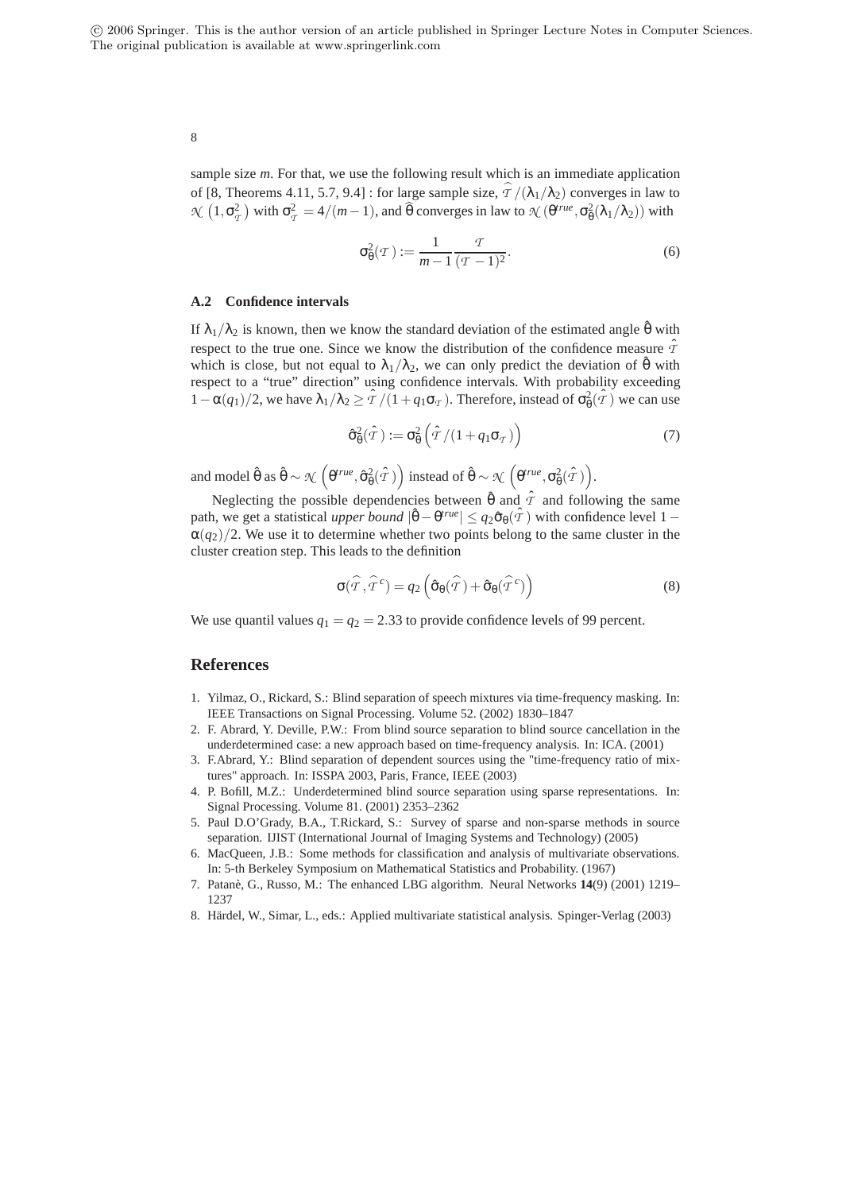sample size *m*. For that, we use the following result which is an immediate application of [8, Theorems 4.11, 5.7, 9.4] : for large sample size, $\widehat{\mathcal{T}}/(\lambda_1/\lambda_2)$ converges in law to $\mathcal{N}\left(1, \sigma_{\mathcal{T}}^2\right)$ with $\sigma_{\mathcal{T}}^2 = 4/(m-1)$, and $\widehat{\theta}$ converges in law to $\mathcal{N}\left(\theta^{true}, \sigma_\theta^2(\lambda_1/\lambda_2)\right)$ with

$$\sigma_\theta^2(\mathcal{T}) := \frac{1}{m-1} \frac{\mathcal{T}}{(\mathcal{T}-1)^2}. \tag{6}$$

### A.2 Confidence intervals

If $\lambda_1/\lambda_2$ is known, then we know the standard deviation of the estimated angle $\hat{\theta}$ with respect to the true one. Since we know the distribution of the confidence measure $\hat{\mathcal{T}}$ which is close, but not equal to $\lambda_1/\lambda_2$, we can only predict the deviation of $\hat{\theta}$ with respect to a "true" direction" using confidence intervals. With probability exceeding $1-\alpha(q_1)/2$, we have $\lambda_1/\lambda_2 \geq \hat{\mathcal{T}}/(1+q_1\sigma_{\mathcal{T}})$. Therefore, instead of $\sigma_\theta^2(\hat{\mathcal{T}})$ we can use

$$\hat{\sigma}_\theta^2(\hat{\mathcal{T}}) := \sigma_\theta^2\left(\hat{\mathcal{T}}/(1+q_1\sigma_{\mathcal{T}})\right) \tag{7}$$

and model $\hat{\theta}$ as $\hat{\theta} \sim \mathcal{N}\left(\theta^{true}, \hat{\sigma}_\theta^2(\hat{\mathcal{T}})\right)$ instead of $\hat{\theta} \sim \mathcal{N}\left(\theta^{true}, \sigma_\theta^2(\hat{\mathcal{T}})\right)$.

Neglecting the possible dependencies between $\hat{\theta}$ and $\hat{\mathcal{T}}$ and following the same path, we get a statistical *upper bound* $|\hat{\theta} - \theta^{true}| \leq q_2\hat{\sigma}_\theta(\hat{\mathcal{T}})$ with confidence level $1-\alpha(q_2)/2$. We use it to determine whether two points belong to the same cluster in the cluster creation step. This leads to the definition

$$\sigma(\widehat{\mathcal{T}}, \widehat{\mathcal{T}}^c) = q_2\left(\hat{\sigma}_\theta(\widehat{\mathcal{T}}) + \hat{\sigma}_\theta(\widehat{\mathcal{T}}^c)\right) \tag{8}$$

We use quantil values $q_1 = q_2 = 2.33$ to provide confidence levels of 99 percent.

## References

1. Yilmaz, O., Rickard, S.: Blind separation of speech mixtures via time-frequency masking. In: IEEE Transactions on Signal Processing. Volume 52. (2002) 1830–1847
2. F. Abrard, Y. Deville, P.W.: From blind source separation to blind source cancellation in the underdetermined case: a new approach based on time-frequency analysis. In: ICA. (2001)
3. F.Abrard, Y.: Blind separation of dependent sources using the "time-frequency ratio of mixtures" approach. In: ISSPA 2003, Paris, France, IEEE (2003)
4. P. Bofill, M.Z.: Underdetermined blind source separation using sparse representations. In: Signal Processing. Volume 81. (2001) 2353–2362
5. Paul D.O'Grady, B.A., T.Rickard, S.: Survey of sparse and non-sparse methods in source separation. IJIST (International Journal of Imaging Systems and Technology) (2005)
6. MacQueen, J.B.: Some methods for classification and analysis of multivariate observations. In: 5-th Berkeley Symposium on Mathematical Statistics and Probability. (1967)
7. Patanè, G., Russo, M.: The enhanced LBG algorithm. Neural Networks **14**(9) (2001) 1219–1237
8. Härdel, W., Simar, L., eds.: Applied multivariate statistical analysis. Spinger-Verlag (2003)